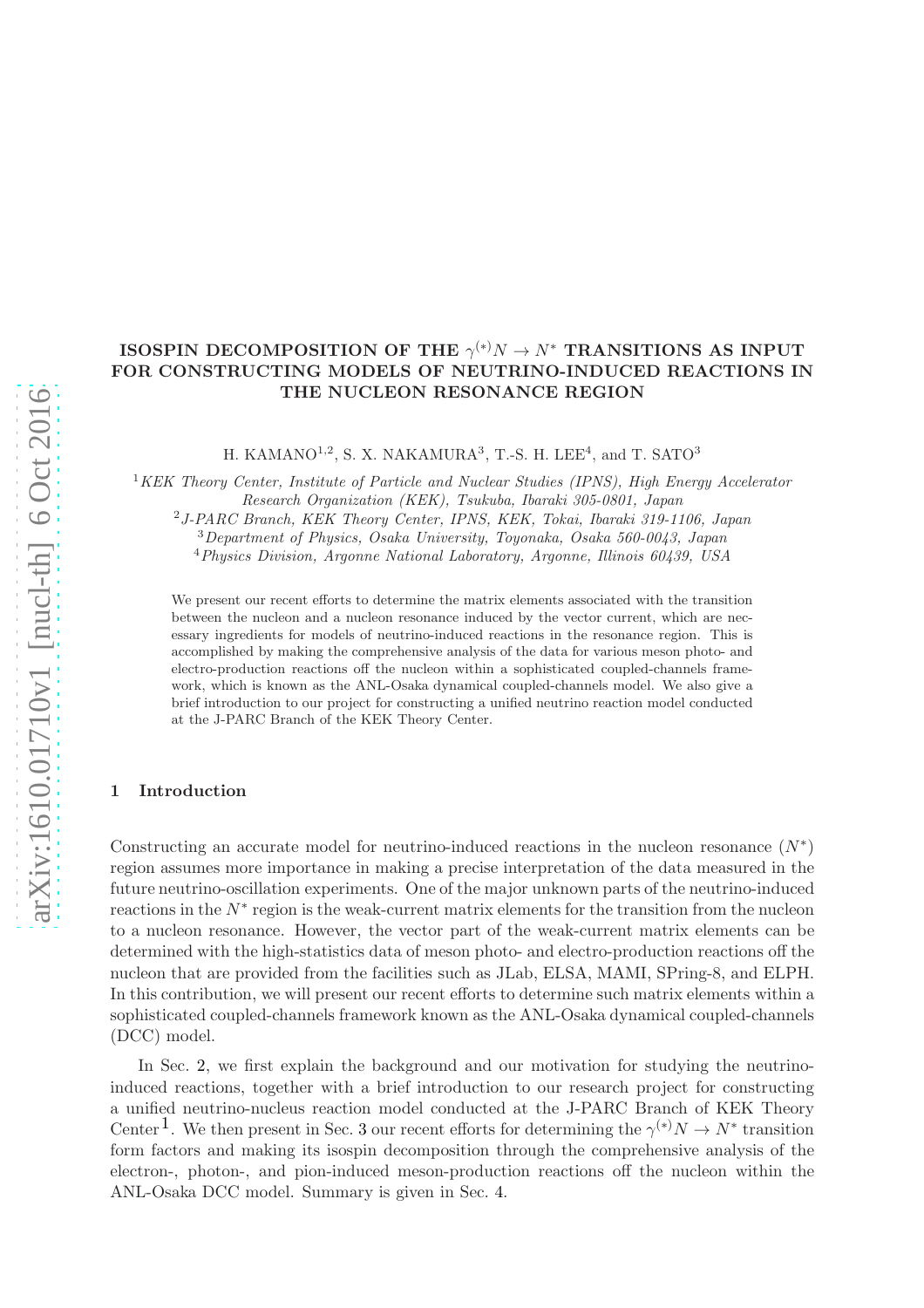# ISOSPIN DECOMPOSITION OF THE $\gamma^{(*)}N \to N^*$ TRANSITIONS AS INPUT FOR CONSTRUCTING MODELS OF NEUTRINO-INDUCED REACTIONS IN THE NUCLEON RESONANCE REGION

H. KAMANO[1,2], S. X. NAKAMURA[3], T.-S. H. LEE[4], and T. SATO[3]

[1] *KEK Theory Center, Institute of Particle and Nuclear Studies (IPNS), High Energy Accelerator Research Organization (KEK), Tsukuba, Ibaraki 305-0801, Japan*

[2] *J-PARC Branch, KEK Theory Center, IPNS, KEK, Tokai, Ibaraki 319-1106, Japan*

[3] *Department of Physics, Osaka University, Toyonaka, Osaka 560-0043, Japan*

[4] *Physics Division, Argonne National Laboratory, Argonne, Illinois 60439, USA*

We present our recent efforts to determine the matrix elements associated with the transition between the nucleon and a nucleon resonance induced by the vector current, which are necessary ingredients for models of neutrino-induced reactions in the resonance region. This is accomplished by making the comprehensive analysis of the data for various meson photo- and electro-production reactions off the nucleon within a sophisticated coupled-channels framework, which is known as the ANL-Osaka dynamical coupled-channels model. We also give a brief introduction to our project for constructing a unified neutrino reaction model conducted at the J-PARC Branch of the KEK Theory Center.

## 1 Introduction

Constructing an accurate model for neutrino-induced reactions in the nucleon resonance ($N^*$) region assumes more importance in making a precise interpretation of the data measured in the future neutrino-oscillation experiments. One of the major unknown parts of the neutrino-induced reactions in the $N^*$ region is the weak-current matrix elements for the transition from the nucleon to a nucleon resonance. However, the vector part of the weak-current matrix elements can be determined with the high-statistics data of meson photo- and electro-production reactions off the nucleon that are provided from the facilities such as JLab, ELSA, MAMI, SPring-8, and ELPH. In this contribution, we will present our recent efforts to determine such matrix elements within a sophisticated coupled-channels framework known as the ANL-Osaka dynamical coupled-channels (DCC) model.

In Sec. 2, we first explain the background and our motivation for studying the neutrino-induced reactions, together with a brief introduction to our research project for constructing a unified neutrino-nucleus reaction model conducted at the J-PARC Branch of KEK Theory Center[1]. We then present in Sec. 3 our recent efforts for determining the $\gamma^{(*)}N \to N^*$ transition form factors and making its isospin decomposition through the comprehensive analysis of the electron-, photon-, and pion-induced meson-production reactions off the nucleon within the ANL-Osaka DCC model. Summary is given in Sec. 4.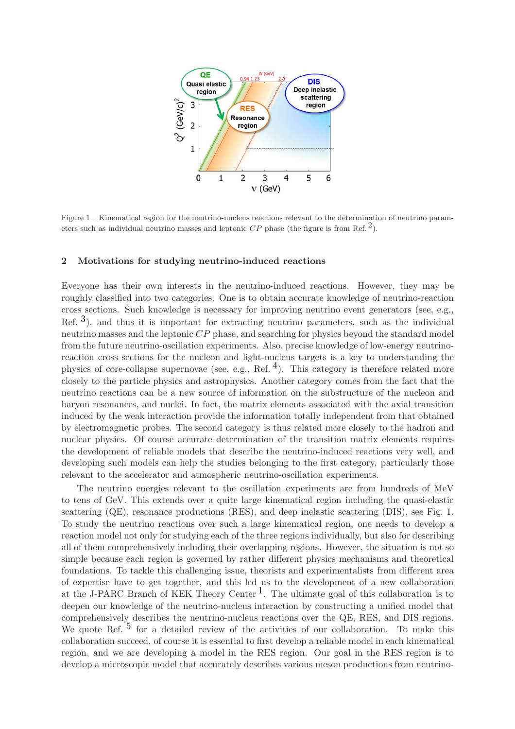Figure 1 – Kinematical region for the neutrino-nucleus reactions relevant to the determination of neutrino parameters such as individual neutrino masses and leptonic $CP$ phase (the figure is from Ref. [2]).

## 2 Motivations for studying neutrino-induced reactions

Everyone has their own interests in the neutrino-induced reactions. However, they may be roughly classified into two categories. One is to obtain accurate knowledge of neutrino-reaction cross sections. Such knowledge is necessary for improving neutrino event generators (see, e.g., Ref. [3]), and thus it is important for extracting neutrino parameters, such as the individual neutrino masses and the leptonic $CP$ phase, and searching for physics beyond the standard model from the future neutrino-oscillation experiments. Also, precise knowledge of low-energy neutrino-reaction cross sections for the nucleon and light-nucleus targets is a key to understanding the physics of core-collapse supernovae (see, e.g., Ref. [4]). This category is therefore related more closely to the particle physics and astrophysics. Another category comes from the fact that the neutrino reactions can be a new source of information on the substructure of the nucleon and baryon resonances, and nuclei. In fact, the matrix elements associated with the axial transition induced by the weak interaction provide the information totally independent from that obtained by electromagnetic probes. The second category is thus related more closely to the hadron and nuclear physics. Of course accurate determination of the transition matrix elements requires the development of reliable models that describe the neutrino-induced reactions very well, and developing such models can help the studies belonging to the first category, particularly those relevant to the accelerator and atmospheric neutrino-oscillation experiments.

The neutrino energies relevant to the oscillation experiments are from hundreds of MeV to tens of GeV. This extends over a quite large kinematical region including the quasi-elastic scattering (QE), resonance productions (RES), and deep inelastic scattering (DIS), see Fig. 1. To study the neutrino reactions over such a large kinematical region, one needs to develop a reaction model not only for studying each of the three regions individually, but also for describing all of them comprehensively including their overlapping regions. However, the situation is not so simple because each region is governed by rather different physics mechanisms and theoretical foundations. To tackle this challenging issue, theorists and experimentalists from different area of expertise have to get together, and this led us to the development of a new collaboration at the J-PARC Branch of KEK Theory Center [1]. The ultimate goal of this collaboration is to deepen our knowledge of the neutrino-nucleus interaction by constructing a unified model that comprehensively describes the neutrino-nucleus reactions over the QE, RES, and DIS regions. We quote Ref. [5] for a detailed review of the activities of our collaboration. To make this collaboration succeed, of course it is essential to first develop a reliable model in each kinematical region, and we are developing a model in the RES region. Our goal in the RES region is to develop a microscopic model that accurately describes various meson productions from neutrino-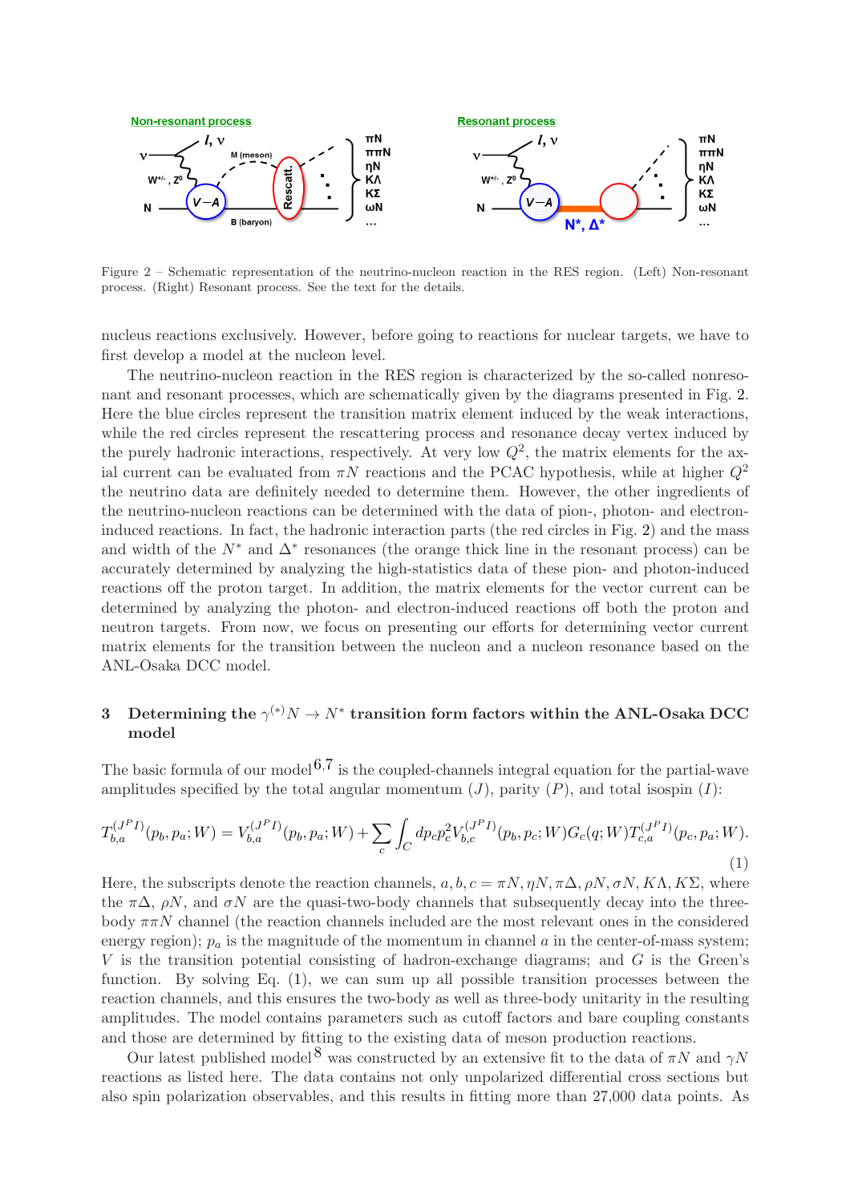Figure 2 – Schematic representation of the neutrino-nucleon reaction in the RES region. (Left) Non-resonant process. (Right) Resonant process. See the text for the details.

nucleus reactions exclusively. However, before going to reactions for nuclear targets, we have to first develop a model at the nucleon level.

The neutrino-nucleon reaction in the RES region is characterized by the so-called nonresonant and resonant processes, which are schematically given by the diagrams presented in Fig. 2. Here the blue circles represent the transition matrix element induced by the weak interactions, while the red circles represent the rescattering process and resonance decay vertex induced by the purely hadronic interactions, respectively. At very low $Q^2$, the matrix elements for the axial current can be evaluated from $\pi N$ reactions and the PCAC hypothesis, while at higher $Q^2$ the neutrino data are definitely needed to determine them. However, the other ingredients of the neutrino-nucleon reactions can be determined with the data of pion-, photon- and electron-induced reactions. In fact, the hadronic interaction parts (the red circles in Fig. 2) and the mass and width of the $N^*$ and $\Delta^*$ resonances (the orange thick line in the resonant process) can be accurately determined by analyzing the high-statistics data of these pion- and photon-induced reactions off the proton target. In addition, the matrix elements for the vector current can be determined by analyzing the photon- and electron-induced reactions off both the proton and neutron targets. From now, we focus on presenting our efforts for determining vector current matrix elements for the transition between the nucleon and a nucleon resonance based on the ANL-Osaka DCC model.

## 3 Determining the $\gamma^{(*)}N \to N^*$ transition form factors within the ANL-Osaka DCC model

The basic formula of our model[6,7] is the coupled-channels integral equation for the partial-wave amplitudes specified by the total angular momentum ($J$), parity ($P$), and total isospin ($I$):

$$T_{b,a}^{(J^PI)}(p_b, p_a; W) = V_{b,a}^{(J^PI)}(p_b, p_a; W) + \sum_c \int_C dp_c p_c^2 V_{b,c}^{(J^PI)}(p_b, p_c; W) G_c(q; W) T_{c,a}^{(J^PI)}(p_c, p_a; W). \tag{1}$$

Here, the subscripts denote the reaction channels, $a, b, c = \pi N, \eta N, \pi\Delta, \rho N, \sigma N, K\Lambda, K\Sigma$, where the $\pi\Delta$, $\rho N$, and $\sigma N$ are the quasi-two-body channels that subsequently decay into the three-body $\pi\pi N$ channel (the reaction channels included are the most relevant ones in the considered energy region); $p_a$ is the magnitude of the momentum in channel $a$ in the center-of-mass system; $V$ is the transition potential consisting of hadron-exchange diagrams; and $G$ is the Green's function. By solving Eq. (1), we can sum up all possible transition processes between the reaction channels, and this ensures the two-body as well as three-body unitarity in the resulting amplitudes. The model contains parameters such as cutoff factors and bare coupling constants and those are determined by fitting to the existing data of meson production reactions.

Our latest published model[8] was constructed by an extensive fit to the data of $\pi N$ and $\gamma N$ reactions as listed here. The data contains not only unpolarized differential cross sections but also spin polarization observables, and this results in fitting more than 27,000 data points. As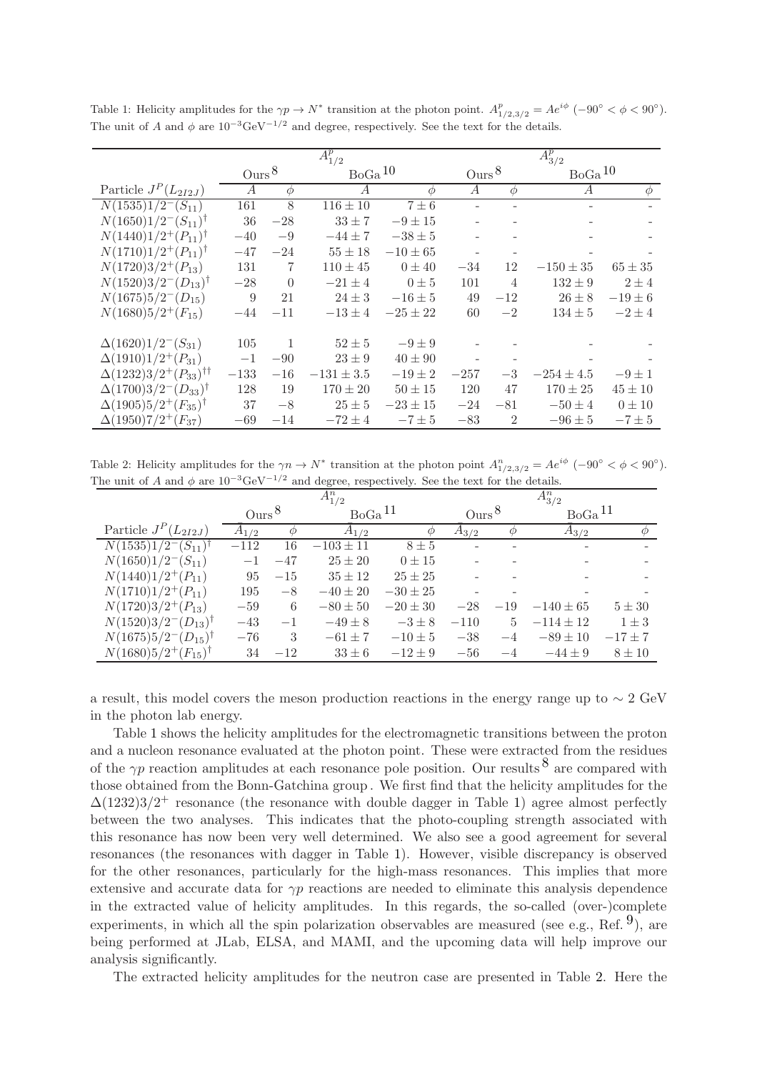Table 1: Helicity amplitudes for the $\gamma p \to N^*$ transition at the photon point. $A^p_{1/2,3/2} = Ae^{i\phi}$ $(-90^\circ < \phi < 90^\circ)$. The unit of $A$ and $\phi$ are $10^{-3}\text{GeV}^{-1/2}$ and degree, respectively. See the text for the details.

| | $A^p_{1/2}$ | | | | $A^p_{3/2}$ | | | |
|---|---|---|---|---|---|---|---|---|
| | Ours [8] | | BoGa [10] | | Ours [8] | | BoGa [10] | |
| Particle $J^P(L_{2I2J})$ | $A$ | $\phi$ | $A$ | $\phi$ | $A$ | $\phi$ | $A$ | $\phi$ |
| $N(1535)1/2^-(S_{11})$ | 161 | 8 | $116 \pm 10$ | $7 \pm 6$ | - | - | - | - |
| $N(1650)1/2^-(S_{11})^\dagger$ | 36 | $-28$ | $33 \pm 7$ | $-9 \pm 15$ | - | - | - | - |
| $N(1440)1/2^+(P_{11})^\dagger$ | $-40$ | $-9$ | $-44 \pm 7$ | $-38 \pm 5$ | - | - | - | - |
| $N(1710)1/2^+(P_{11})^\dagger$ | $-47$ | $-24$ | $55 \pm 18$ | $-10 \pm 65$ | - | - | - | - |
| $N(1720)3/2^+(P_{13})$ | 131 | 7 | $110 \pm 45$ | $0 \pm 40$ | $-34$ | 12 | $-150 \pm 35$ | $65 \pm 35$ |
| $N(1520)3/2^-(D_{13})^\dagger$ | $-28$ | 0 | $-21 \pm 4$ | $0 \pm 5$ | 101 | 4 | $132 \pm 9$ | $2 \pm 4$ |
| $N(1675)5/2^-(D_{15})$ | 9 | 21 | $24 \pm 3$ | $-16 \pm 5$ | 49 | $-12$ | $26 \pm 8$ | $-19 \pm 6$ |
| $N(1680)5/2^+(F_{15})$ | $-44$ | $-11$ | $-13 \pm 4$ | $-25 \pm 22$ | 60 | $-2$ | $134 \pm 5$ | $-2 \pm 4$ |
| $\Delta(1620)1/2^-(S_{31})$ | 105 | 1 | $52 \pm 5$ | $-9 \pm 9$ | - | - | - | - |
| $\Delta(1910)1/2^+(P_{31})$ | $-1$ | $-90$ | $23 \pm 9$ | $40 \pm 90$ | - | - | - | - |
| $\Delta(1232)3/2^+(P_{33})^{\dagger\dagger}$ | $-133$ | $-16$ | $-131 \pm 3.5$ | $-19 \pm 2$ | $-257$ | $-3$ | $-254 \pm 4.5$ | $-9 \pm 1$ |
| $\Delta(1700)3/2^-(D_{33})^\dagger$ | 128 | 19 | $170 \pm 20$ | $50 \pm 15$ | 120 | 47 | $170 \pm 25$ | $45 \pm 10$ |
| $\Delta(1905)5/2^+(F_{35})^\dagger$ | 37 | $-8$ | $25 \pm 5$ | $-23 \pm 15$ | $-24$ | $-81$ | $-50 \pm 4$ | $0 \pm 10$ |
| $\Delta(1950)7/2^+(F_{37})$ | $-69$ | $-14$ | $-72 \pm 4$ | $-7 \pm 5$ | $-83$ | 2 | $-96 \pm 5$ | $-7 \pm 5$ |

Table 2: Helicity amplitudes for the $\gamma n \to N^*$ transition at the photon point $A^n_{1/2,3/2} = Ae^{i\phi}$ $(-90^\circ < \phi < 90^\circ)$. The unit of $A$ and $\phi$ are $10^{-3}\text{GeV}^{-1/2}$ and degree, respectively. See the text for the details.

| | $A^n_{1/2}$ | | | | $A^n_{3/2}$ | | | |
|---|---|---|---|---|---|---|---|---|
| | Ours [8] | | BoGa [11] | | Ours [8] | | BoGa [11] | |
| Particle $J^P(L_{2I2J})$ | $A_{1/2}$ | $\phi$ | $A_{1/2}$ | $\phi$ | $A_{3/2}$ | $\phi$ | $A_{3/2}$ | $\phi$ |
| $N(1535)1/2^-(S_{11})^\dagger$ | $-112$ | 16 | $-103 \pm 11$ | $8 \pm 5$ | - | - | - | - |
| $N(1650)1/2^-(S_{11})$ | $-1$ | $-47$ | $25 \pm 20$ | $0 \pm 15$ | - | - | - | - |
| $N(1440)1/2^+(P_{11})$ | 95 | $-15$ | $35 \pm 12$ | $25 \pm 25$ | - | - | - | - |
| $N(1710)1/2^+(P_{11})$ | 195 | $-8$ | $-40 \pm 20$ | $-30 \pm 25$ | - | - | - | - |
| $N(1720)3/2^+(P_{13})$ | $-59$ | 6 | $-80 \pm 50$ | $-20 \pm 30$ | $-28$ | $-19$ | $-140 \pm 65$ | $5 \pm 30$ |
| $N(1520)3/2^-(D_{13})^\dagger$ | $-43$ | $-1$ | $-49 \pm 8$ | $-3 \pm 8$ | $-110$ | 5 | $-114 \pm 12$ | $1 \pm 3$ |
| $N(1675)5/2^-(D_{15})^\dagger$ | $-76$ | 3 | $-61 \pm 7$ | $-10 \pm 5$ | $-38$ | $-4$ | $-89 \pm 10$ | $-17 \pm 7$ |
| $N(1680)5/2^+(F_{15})^\dagger$ | 34 | $-12$ | $33 \pm 6$ | $-12 \pm 9$ | $-56$ | $-4$ | $-44 \pm 9$ | $8 \pm 10$ |

a result, this model covers the meson production reactions in the energy range up to $\sim 2$ GeV in the photon lab energy.

Table 1 shows the helicity amplitudes for the electromagnetic transitions between the proton and a nucleon resonance evaluated at the photon point. These were extracted from the residues of the $\gamma p$ reaction amplitudes at each resonance pole position. Our results [8] are compared with those obtained from the Bonn-Gatchina group. We first find that the helicity amplitudes for the $\Delta(1232)3/2^+$ resonance (the resonance with double dagger in Table 1) agree almost perfectly between the two analyses. This indicates that the photo-coupling strength associated with this resonance has now been very well determined. We also see a good agreement for several resonances (the resonances with dagger in Table 1). However, visible discrepancy is observed for the other resonances, particularly for the high-mass resonances. This implies that more extensive and accurate data for $\gamma p$ reactions are needed to eliminate this analysis dependence in the extracted value of helicity amplitudes. In this regards, the so-called (over-)complete experiments, in which all the spin polarization observables are measured (see e.g., Ref. [9]), are being performed at JLab, ELSA, and MAMI, and the upcoming data will help improve our analysis significantly.

The extracted helicity amplitudes for the neutron case are presented in Table 2. Here the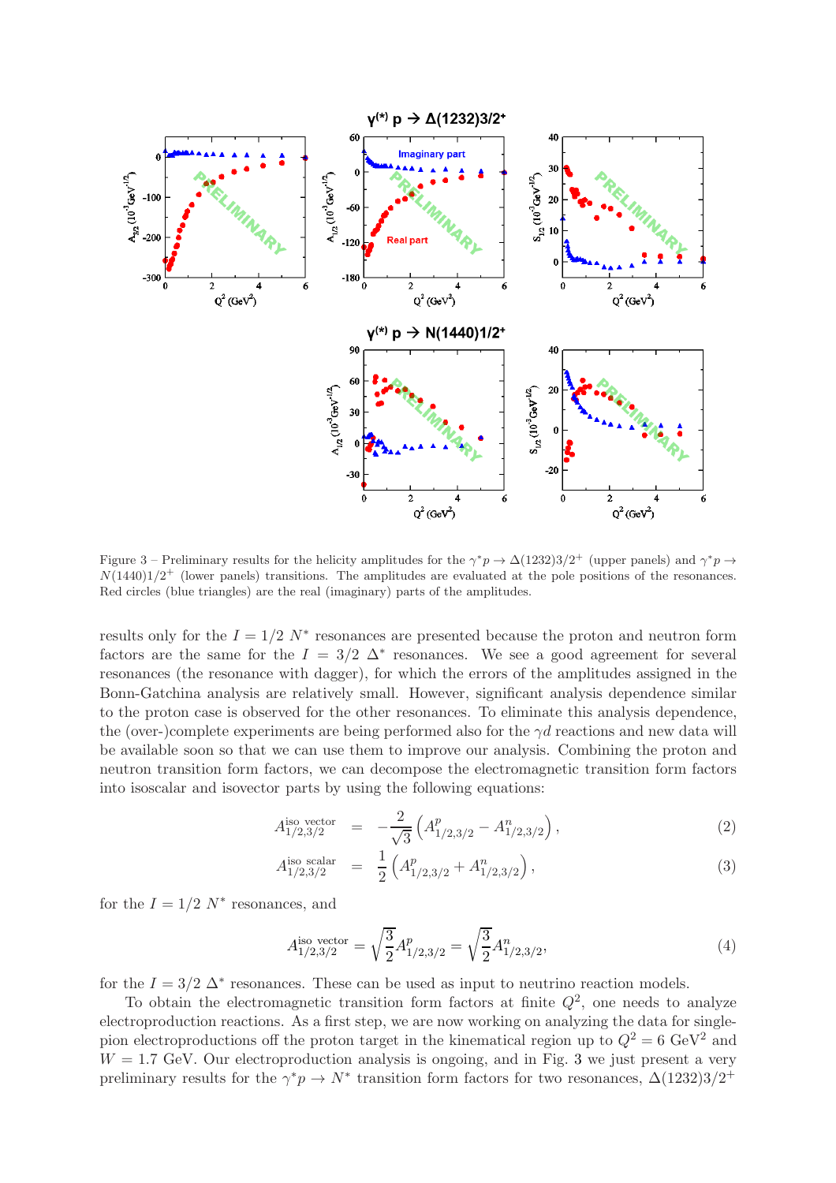Figure 3 – Preliminary results for the helicity amplitudes for the $\gamma^* p \to \Delta(1232)3/2^+$ (upper panels) and $\gamma^* p \to N(1440)1/2^+$ (lower panels) transitions. The amplitudes are evaluated at the pole positions of the resonances. Red circles (blue triangles) are the real (imaginary) parts of the amplitudes.

results only for the $I = 1/2$ $N^*$ resonances are presented because the proton and neutron form factors are the same for the $I = 3/2$ $\Delta^*$ resonances. We see a good agreement for several resonances (the resonance with dagger), for which the errors of the amplitudes assigned in the Bonn-Gatchina analysis are relatively small. However, significant analysis dependence similar to the proton case is observed for the other resonances. To eliminate this analysis dependence, the (over-)complete experiments are being performed also for the $\gamma d$ reactions and new data will be available soon so that we can use them to improve our analysis. Combining the proton and neutron transition form factors, we can decompose the electromagnetic transition form factors into isoscalar and isovector parts by using the following equations:

$$A^{\text{iso vector}}_{1/2,3/2} = -\frac{2}{\sqrt{3}}\left(A^{p}_{1/2,3/2} - A^{n}_{1/2,3/2}\right), \tag{2}$$

$$A^{\text{iso scalar}}_{1/2,3/2} = \frac{1}{2}\left(A^{p}_{1/2,3/2} + A^{n}_{1/2,3/2}\right), \tag{3}$$

for the $I = 1/2$ $N^*$ resonances, and

$$A^{\text{iso vector}}_{1/2,3/2} = \sqrt{\frac{3}{2}}A^{p}_{1/2,3/2} = \sqrt{\frac{3}{2}}A^{n}_{1/2,3/2}, \tag{4}$$

for the $I = 3/2$ $\Delta^*$ resonances. These can be used as input to neutrino reaction models.

To obtain the electromagnetic transition form factors at finite $Q^2$, one needs to analyze electroproduction reactions. As a first step, we are now working on analyzing the data for single-pion electroproductions off the proton target in the kinematical region up to $Q^2 = 6$ GeV$^2$ and $W = 1.7$ GeV. Our electroproduction analysis is ongoing, and in Fig. 3 we just present a very preliminary results for the $\gamma^* p \to N^*$ transition form factors for two resonances, $\Delta(1232)3/2^+$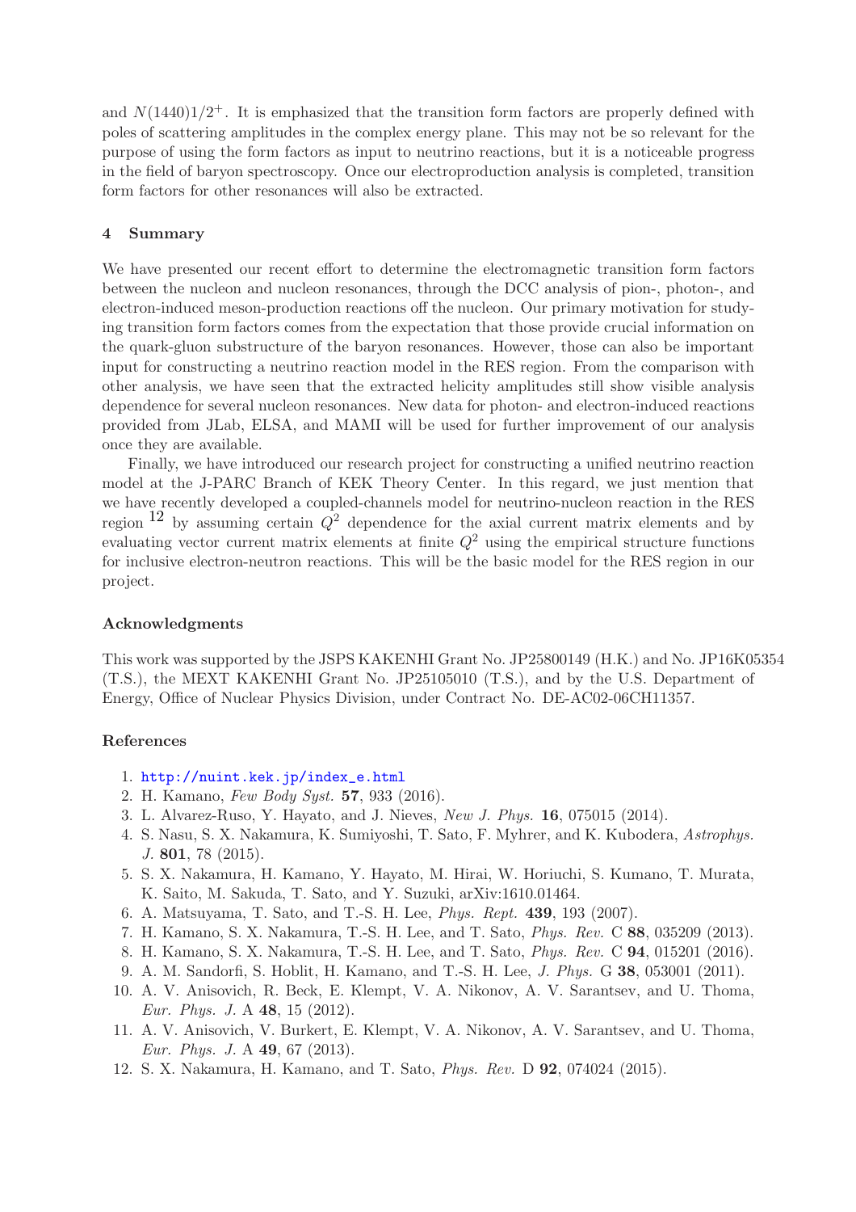and $N(1440)1/2^+$. It is emphasized that the transition form factors are properly defined with poles of scattering amplitudes in the complex energy plane. This may not be so relevant for the purpose of using the form factors as input to neutrino reactions, but it is a noticeable progress in the field of baryon spectroscopy. Once our electroproduction analysis is completed, transition form factors for other resonances will also be extracted.

## 4 Summary

We have presented our recent effort to determine the electromagnetic transition form factors between the nucleon and nucleon resonances, through the DCC analysis of pion-, photon-, and electron-induced meson-production reactions off the nucleon. Our primary motivation for studying transition form factors comes from the expectation that those provide crucial information on the quark-gluon substructure of the baryon resonances. However, those can also be important input for constructing a neutrino reaction model in the RES region. From the comparison with other analysis, we have seen that the extracted helicity amplitudes still show visible analysis dependence for several nucleon resonances. New data for photon- and electron-induced reactions provided from JLab, ELSA, and MAMI will be used for further improvement of our analysis once they are available.

Finally, we have introduced our research project for constructing a unified neutrino reaction model at the J-PARC Branch of KEK Theory Center. In this regard, we just mention that we have recently developed a coupled-channels model for neutrino-nucleon reaction in the RES region [12] by assuming certain $Q^2$ dependence for the axial current matrix elements and by evaluating vector current matrix elements at finite $Q^2$ using the empirical structure functions for inclusive electron-neutron reactions. This will be the basic model for the RES region in our project.

## Acknowledgments

This work was supported by the JSPS KAKENHI Grant No. JP25800149 (H.K.) and No. JP16K05354 (T.S.), the MEXT KAKENHI Grant No. JP25105010 (T.S.), and by the U.S. Department of Energy, Office of Nuclear Physics Division, under Contract No. DE-AC02-06CH11357.

## References

1. http://nuint.kek.jp/index_e.html
2. H. Kamano, *Few Body Syst.* **57**, 933 (2016).
3. L. Alvarez-Ruso, Y. Hayato, and J. Nieves, *New J. Phys.* **16**, 075015 (2014).
4. S. Nasu, S. X. Nakamura, K. Sumiyoshi, T. Sato, F. Myhrer, and K. Kubodera, *Astrophys. J.* **801**, 78 (2015).
5. S. X. Nakamura, H. Kamano, Y. Hayato, M. Hirai, W. Horiuchi, S. Kumano, T. Murata, K. Saito, M. Sakuda, T. Sato, and Y. Suzuki, arXiv:1610.01464.
6. A. Matsuyama, T. Sato, and T.-S. H. Lee, *Phys. Rept.* **439**, 193 (2007).
7. H. Kamano, S. X. Nakamura, T.-S. H. Lee, and T. Sato, *Phys. Rev.* C **88**, 035209 (2013).
8. H. Kamano, S. X. Nakamura, T.-S. H. Lee, and T. Sato, *Phys. Rev.* C **94**, 015201 (2016).
9. A. M. Sandorfi, S. Hoblit, H. Kamano, and T.-S. H. Lee, *J. Phys.* G **38**, 053001 (2011).
10. A. V. Anisovich, R. Beck, E. Klempt, V. A. Nikonov, A. V. Sarantsev, and U. Thoma, *Eur. Phys. J.* A **48**, 15 (2012).
11. A. V. Anisovich, V. Burkert, E. Klempt, V. A. Nikonov, A. V. Sarantsev, and U. Thoma, *Eur. Phys. J.* A **49**, 67 (2013).
12. S. X. Nakamura, H. Kamano, and T. Sato, *Phys. Rev.* D **92**, 074024 (2015).